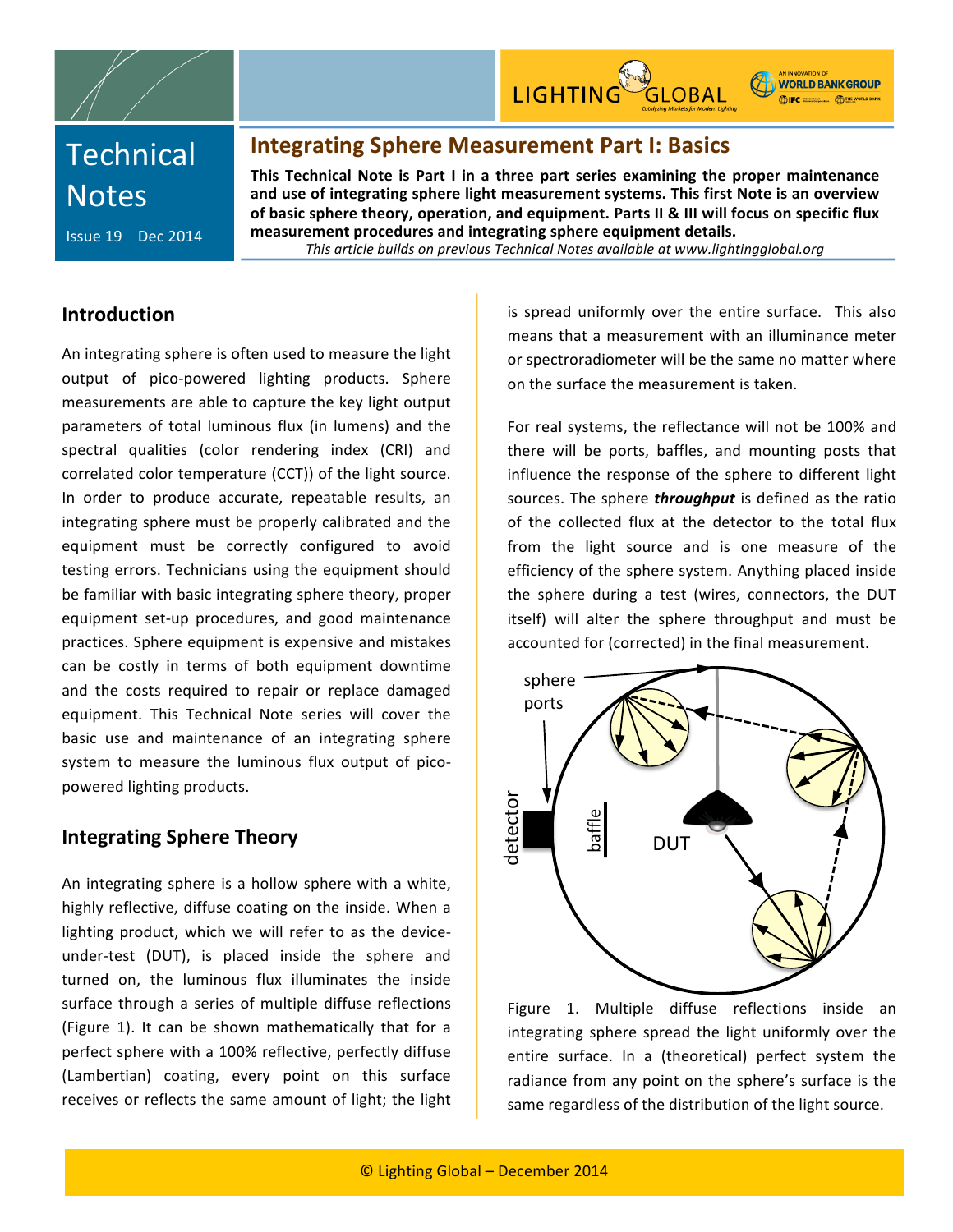# Technical Notes

Issue 19 Dec 2014

## Integrating Sphere Measurement Part I: Basics

**This Technical Note is Part I in a three part series examining the proper maintenance and use of integrating sphere light measurement systems. This first Note is an overview of basic sphere theory, operation, and equipment. Parts II & III will focus on specific flux measurement procedures and integrating sphere equipment details.**

*This article builds on previous Technical Notes available at www.lightingglobal.org*

### Introduction

An integrating sphere is often used to measure the light output of pico-powered lighting products. Sphere measurements are able to capture the key light output parameters of total luminous flux (in lumens) and the spectral qualities (color rendering index (CRI) and correlated color temperature (CCT)) of the light source. In order to produce accurate, repeatable results, an integrating sphere must be properly calibrated and the equipment must be correctly configured to avoid testing errors. Technicians using the equipment should be familiar with basic integrating sphere theory, proper equipment set-up procedures, and good maintenance practices. Sphere equipment is expensive and mistakes can be costly in terms of both equipment downtime and the costs required to repair or replace damaged equipment. This Technical Note series will cover the basic use and maintenance of an integrating sphere system to measure the luminous flux output of pico-powered lighting products.

### Integrating Sphere Theory

An integrating sphere is a hollow sphere with a white, highly reflective, diffuse coating on the inside. When a lighting product, which we will refer to as the device-under-test (DUT), is placed inside the sphere and turned on, the luminous flux illuminates the inside surface through a series of multiple diffuse reflections (Figure 1). It can be shown mathematically that for a perfect sphere with a 100% reflective, perfectly diffuse (Lambertian) coating, every point on this surface receives or reflects the same amount of light; the light is spread uniformly over the entire surface. This also means that a measurement with an illuminance meter or spectroradiometer will be the same no matter where on the surface the measurement is taken.

For real systems, the reflectance will not be 100% and there will be ports, baffles, and mounting posts that influence the response of the sphere to different light sources. The sphere ***throughput*** is defined as the ratio of the collected flux at the detector to the total flux from the light source and is one measure of the efficiency of the sphere system. Anything placed inside the sphere during a test (wires, connectors, the DUT itself) will alter the sphere throughput and must be accounted for (corrected) in the final measurement.

Figure 1. Multiple diffuse reflections inside an integrating sphere spread the light uniformly over the entire surface. In a (theoretical) perfect system the radiance from any point on the sphere's surface is the same regardless of the distribution of the light source.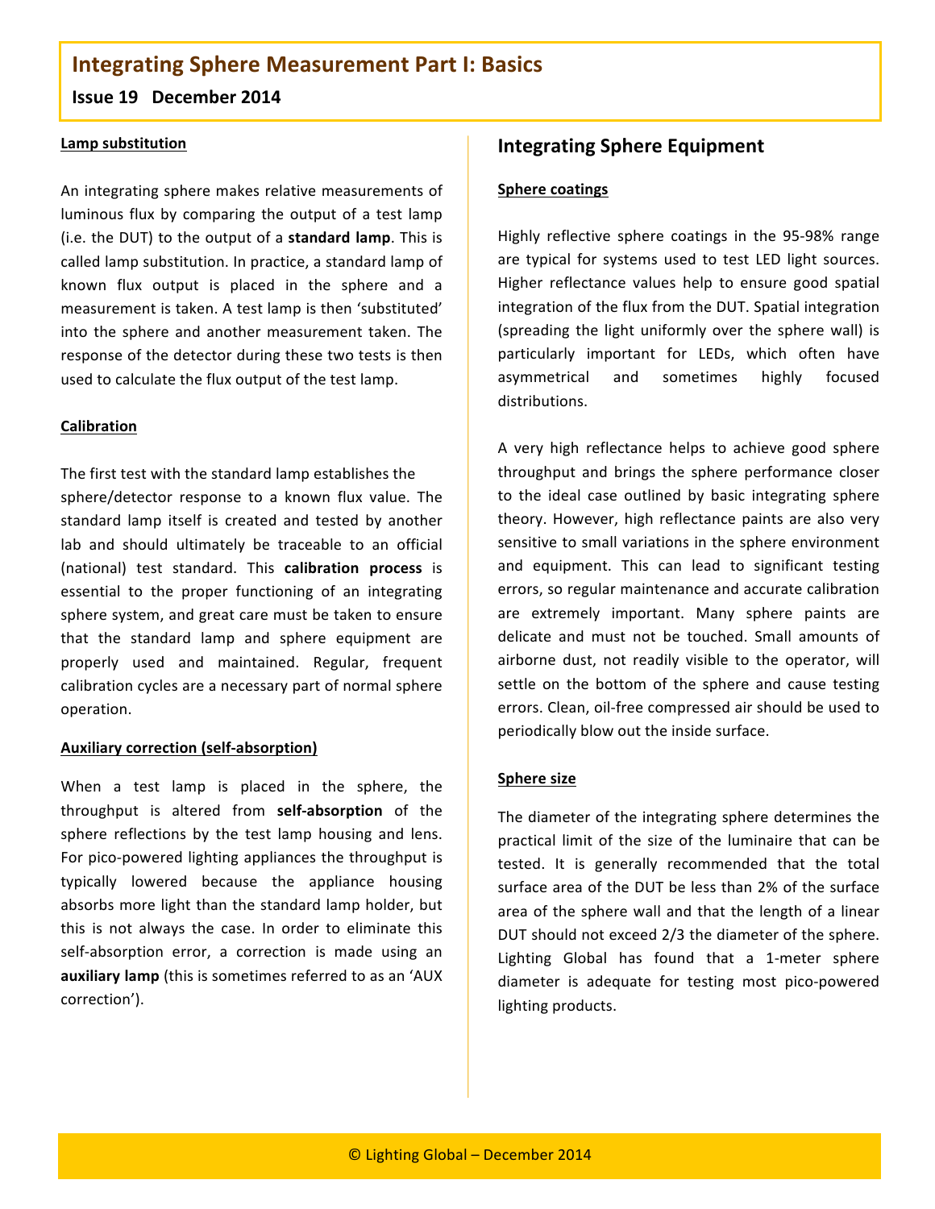#### Lamp substitution

An integrating sphere makes relative measurements of luminous flux by comparing the output of a test lamp (i.e. the DUT) to the output of a **standard lamp**. This is called lamp substitution. In practice, a standard lamp of known flux output is placed in the sphere and a measurement is taken. A test lamp is then 'substituted' into the sphere and another measurement taken. The response of the detector during these two tests is then used to calculate the flux output of the test lamp.

#### Calibration

The first test with the standard lamp establishes the sphere/detector response to a known flux value. The standard lamp itself is created and tested by another lab and should ultimately be traceable to an official (national) test standard. This **calibration process** is essential to the proper functioning of an integrating sphere system, and great care must be taken to ensure that the standard lamp and sphere equipment are properly used and maintained. Regular, frequent calibration cycles are a necessary part of normal sphere operation.

#### Auxiliary correction (self-absorption)

When a test lamp is placed in the sphere, the throughput is altered from **self-absorption** of the sphere reflections by the test lamp housing and lens. For pico-powered lighting appliances the throughput is typically lowered because the appliance housing absorbs more light than the standard lamp holder, but this is not always the case. In order to eliminate this self-absorption error, a correction is made using an **auxiliary lamp** (this is sometimes referred to as an 'AUX correction').

## Integrating Sphere Equipment

#### Sphere coatings

Highly reflective sphere coatings in the 95-98% range are typical for systems used to test LED light sources. Higher reflectance values help to ensure good spatial integration of the flux from the DUT. Spatial integration (spreading the light uniformly over the sphere wall) is particularly important for LEDs, which often have asymmetrical and sometimes highly focused distributions.

A very high reflectance helps to achieve good sphere throughput and brings the sphere performance closer to the ideal case outlined by basic integrating sphere theory. However, high reflectance paints are also very sensitive to small variations in the sphere environment and equipment. This can lead to significant testing errors, so regular maintenance and accurate calibration are extremely important. Many sphere paints are delicate and must not be touched. Small amounts of airborne dust, not readily visible to the operator, will settle on the bottom of the sphere and cause testing errors. Clean, oil-free compressed air should be used to periodically blow out the inside surface.

#### Sphere size

The diameter of the integrating sphere determines the practical limit of the size of the luminaire that can be tested. It is generally recommended that the total surface area of the DUT be less than 2% of the surface area of the sphere wall and that the length of a linear DUT should not exceed 2/3 the diameter of the sphere. Lighting Global has found that a 1-meter sphere diameter is adequate for testing most pico-powered lighting products.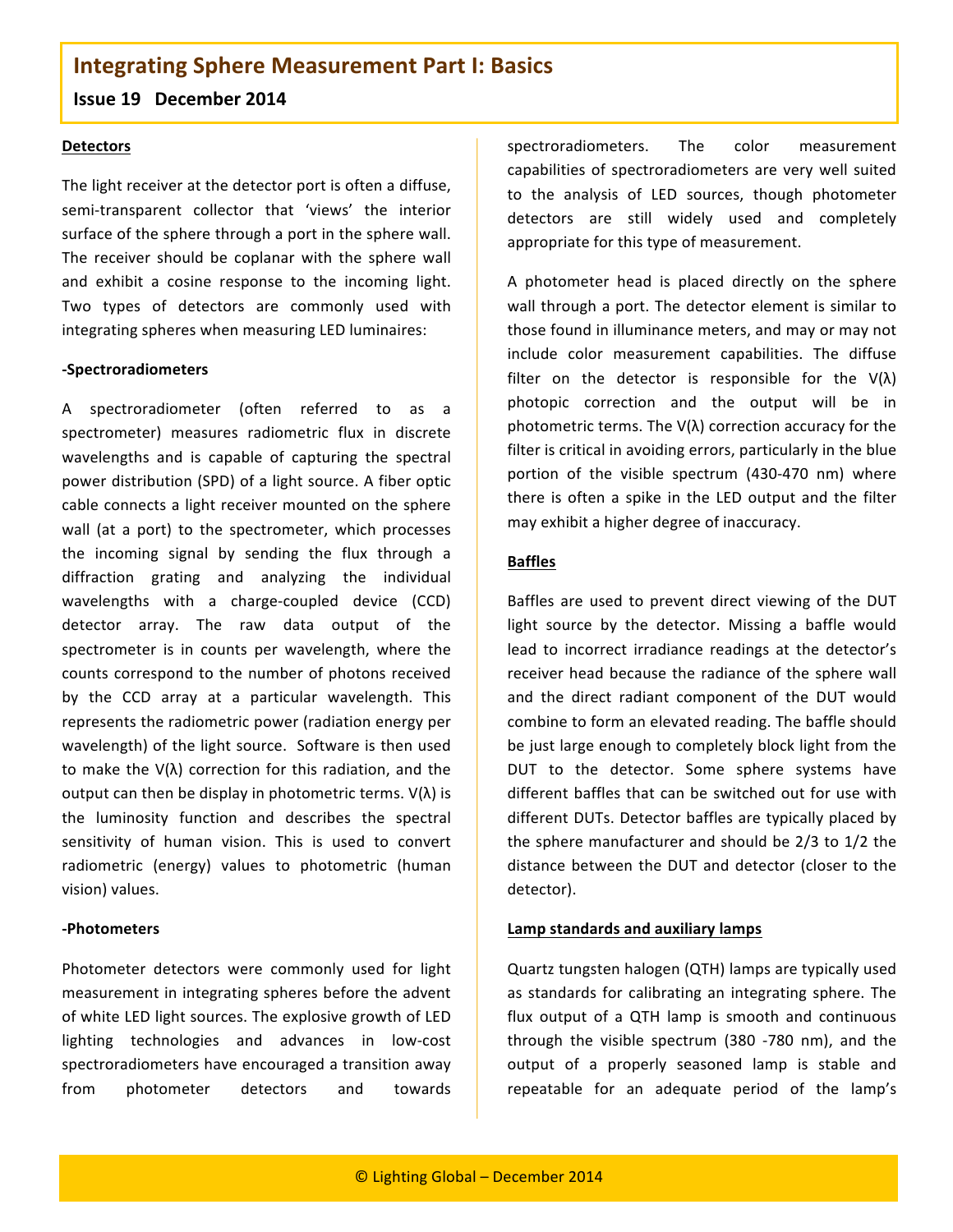### Detectors

The light receiver at the detector port is often a diffuse, semi-transparent collector that 'views' the interior surface of the sphere through a port in the sphere wall. The receiver should be coplanar with the sphere wall and exhibit a cosine response to the incoming light. Two types of detectors are commonly used with integrating spheres when measuring LED luminaires:

**-Spectroradiometers**

A spectroradiometer (often referred to as a spectrometer) measures radiometric flux in discrete wavelengths and is capable of capturing the spectral power distribution (SPD) of a light source. A fiber optic cable connects a light receiver mounted on the sphere wall (at a port) to the spectrometer, which processes the incoming signal by sending the flux through a diffraction grating and analyzing the individual wavelengths with a charge-coupled device (CCD) detector array. The raw data output of the spectrometer is in counts per wavelength, where the counts correspond to the number of photons received by the CCD array at a particular wavelength. This represents the radiometric power (radiation energy per wavelength) of the light source. Software is then used to make the V(λ) correction for this radiation, and the output can then be display in photometric terms. V(λ) is the luminosity function and describes the spectral sensitivity of human vision. This is used to convert radiometric (energy) values to photometric (human vision) values.

**-Photometers**

Photometer detectors were commonly used for light measurement in integrating spheres before the advent of white LED light sources. The explosive growth of LED lighting technologies and advances in low-cost spectroradiometers have encouraged a transition away from photometer detectors and towards spectroradiometers. The color measurement capabilities of spectroradiometers are very well suited to the analysis of LED sources, though photometer detectors are still widely used and completely appropriate for this type of measurement.

A photometer head is placed directly on the sphere wall through a port. The detector element is similar to those found in illuminance meters, and may or may not include color measurement capabilities. The diffuse filter on the detector is responsible for the V(λ) photopic correction and the output will be in photometric terms. The V(λ) correction accuracy for the filter is critical in avoiding errors, particularly in the blue portion of the visible spectrum (430-470 nm) where there is often a spike in the LED output and the filter may exhibit a higher degree of inaccuracy.

### Baffles

Baffles are used to prevent direct viewing of the DUT light source by the detector. Missing a baffle would lead to incorrect irradiance readings at the detector's receiver head because the radiance of the sphere wall and the direct radiant component of the DUT would combine to form an elevated reading. The baffle should be just large enough to completely block light from the DUT to the detector. Some sphere systems have different baffles that can be switched out for use with different DUTs. Detector baffles are typically placed by the sphere manufacturer and should be 2/3 to 1/2 the distance between the DUT and detector (closer to the detector).

### Lamp standards and auxiliary lamps

Quartz tungsten halogen (QTH) lamps are typically used as standards for calibrating an integrating sphere. The flux output of a QTH lamp is smooth and continuous through the visible spectrum (380 -780 nm), and the output of a properly seasoned lamp is stable and repeatable for an adequate period of the lamp's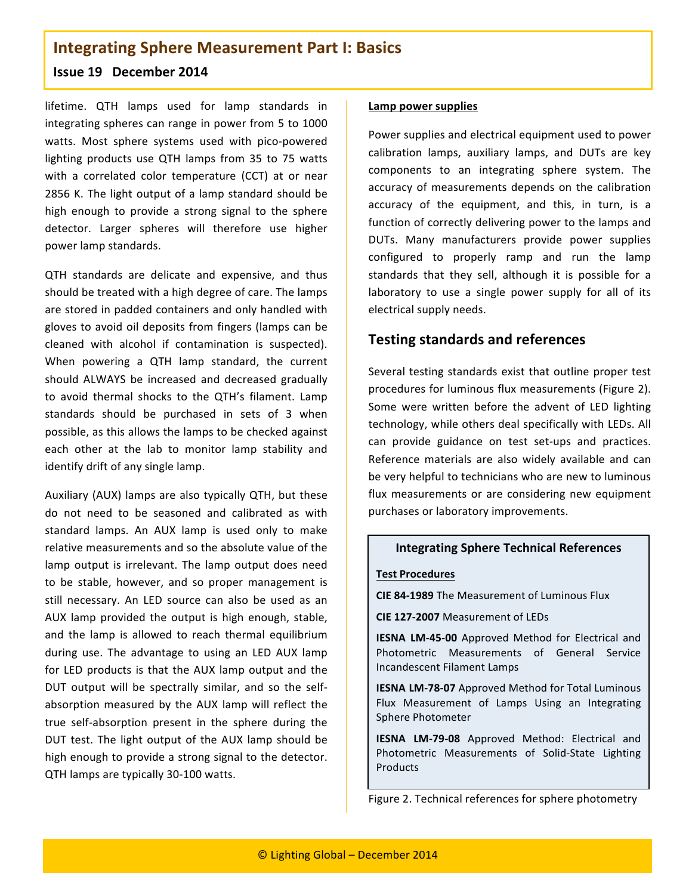lifetime. QTH lamps used for lamp standards in integrating spheres can range in power from 5 to 1000 watts. Most sphere systems used with pico-powered lighting products use QTH lamps from 35 to 75 watts with a correlated color temperature (CCT) at or near 2856 K. The light output of a lamp standard should be high enough to provide a strong signal to the sphere detector. Larger spheres will therefore use higher power lamp standards.

QTH standards are delicate and expensive, and thus should be treated with a high degree of care. The lamps are stored in padded containers and only handled with gloves to avoid oil deposits from fingers (lamps can be cleaned with alcohol if contamination is suspected). When powering a QTH lamp standard, the current should ALWAYS be increased and decreased gradually to avoid thermal shocks to the QTH's filament. Lamp standards should be purchased in sets of 3 when possible, as this allows the lamps to be checked against each other at the lab to monitor lamp stability and identify drift of any single lamp.

Auxiliary (AUX) lamps are also typically QTH, but these do not need to be seasoned and calibrated as with standard lamps. An AUX lamp is used only to make relative measurements and so the absolute value of the lamp output is irrelevant. The lamp output does need to be stable, however, and so proper management is still necessary. An LED source can also be used as an AUX lamp provided the output is high enough, stable, and the lamp is allowed to reach thermal equilibrium during use. The advantage to using an LED AUX lamp for LED products is that the AUX lamp output and the DUT output will be spectrally similar, and so the self-absorption measured by the AUX lamp will reflect the true self-absorption present in the sphere during the DUT test. The light output of the AUX lamp should be high enough to provide a strong signal to the detector. QTH lamps are typically 30-100 watts.

**Lamp power supplies**

Power supplies and electrical equipment used to power calibration lamps, auxiliary lamps, and DUTs are key components to an integrating sphere system. The accuracy of measurements depends on the calibration accuracy of the equipment, and this, in turn, is a function of correctly delivering power to the lamps and DUTs. Many manufacturers provide power supplies configured to properly ramp and run the lamp standards that they sell, although it is possible for a laboratory to use a single power supply for all of its electrical supply needs.

## Testing standards and references

Several testing standards exist that outline proper test procedures for luminous flux measurements (Figure 2). Some were written before the advent of LED lighting technology, while others deal specifically with LEDs. All can provide guidance on test set-ups and practices. Reference materials are also widely available and can be very helpful to technicians who are new to luminous flux measurements or are considering new equipment purchases or laboratory improvements.

### Integrating Sphere Technical References

**Test Procedures**

**CIE 84-1989** The Measurement of Luminous Flux

**CIE 127-2007** Measurement of LEDs

**IESNA LM-45-00** Approved Method for Electrical and Photometric Measurements of General Service Incandescent Filament Lamps

**IESNA LM-78-07** Approved Method for Total Luminous Flux Measurement of Lamps Using an Integrating Sphere Photometer

**IESNA LM-79-08** Approved Method: Electrical and Photometric Measurements of Solid-State Lighting Products

Figure 2. Technical references for sphere photometry